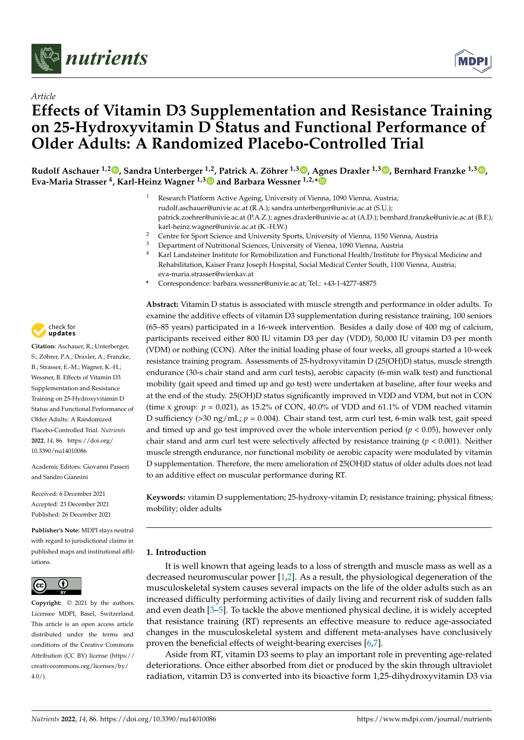*Article*

# Effects of Vitamin D3 Supplementation and Resistance Training on 25-Hydroxyvitamin D Status and Functional Performance of Older Adults: A Randomized Placebo-Controlled Trial

**Rudolf Aschauer [1,2], Sandra Unterberger [1,2], Patrick A. Zöhrer [1,3], Agnes Draxler [1,3], Bernhard Franzke [1,3], Eva-Maria Strasser [4], Karl-Heinz Wagner [1,3] and Barbara Wessner [1,2,*]**

[1] Research Platform Active Ageing, University of Vienna, 1090 Vienna, Austria; rudolf.aschauer@univie.ac.at (R.A.); sandra.unterberger@univie.ac.at (S.U.); patrick.zoehrer@univie.ac.at (P.A.Z.); agnes.draxler@univie.ac.at (A.D.); bernhard.franzke@univie.ac.at (B.F.); karl-heinz.wagner@univie.ac.at (K.-H.W.)

[2] Centre for Sport Science and University Sports, University of Vienna, 1150 Vienna, Austria

[3] Department of Nutritional Sciences, University of Vienna, 1090 Vienna, Austria

[4] Karl Landsteiner Institute for Remobilization and Functional Health/Institute for Physical Medicine and Rehabilitation, Kaiser Franz Joseph Hospital, Social Medical Center South, 1100 Vienna, Austria; eva-maria.strasser@wienkav.at

[*] Correspondence: barbara.wessner@univie.ac.at; Tel.: +43-1-4277-48875

**Abstract:** Vitamin D status is associated with muscle strength and performance in older adults. To examine the additive effects of vitamin D3 supplementation during resistance training, 100 seniors (65–85 years) participated in a 16-week intervention. Besides a daily dose of 400 mg of calcium, participants received either 800 IU vitamin D3 per day (VDD), 50,000 IU vitamin D3 per month (VDM) or nothing (CON). After the initial loading phase of four weeks, all groups started a 10-week resistance training program. Assessments of 25-hydroxyvitamin D (25(OH)D) status, muscle strength endurance (30-s chair stand and arm curl tests), aerobic capacity (6-min walk test) and functional mobility (gait speed and timed up and go test) were undertaken at baseline, after four weeks and at the end of the study. 25(OH)D status significantly improved in VDD and VDM, but not in CON (time x group: $p = 0.021$), as 15.2% of CON, 40.0% of VDD and 61.1% of VDM reached vitamin D sufficiency (>30 ng/mL; $p = 0.004$). Chair stand test, arm curl test, 6-min walk test, gait speed and timed up and go test improved over the whole intervention period ($p < 0.05$), however only chair stand and arm curl test were selectively affected by resistance training ($p < 0.001$). Neither muscle strength endurance, nor functional mobility or aerobic capacity were modulated by vitamin D supplementation. Therefore, the mere amelioration of 25(OH)D status of older adults does not lead to an additive effect on muscular performance during RT.

**Keywords:** vitamin D supplementation; 25-hydroxy-vitamin D; resistance training; physical fitness; mobility; older adults

**Citation:** Aschauer, R.; Unterberger, S.; Zöhrer, P.A.; Draxler, A.; Franzke, B.; Strasser, E.-M.; Wagner, K.-H.; Wessner, B. Effects of Vitamin D3 Supplementation and Resistance Training on 25-Hydroxyvitamin D Status and Functional Performance of Older Adults: A Randomized Placebo-Controlled Trial. *Nutrients* **2022**, *14*, 86. https://doi.org/10.3390/nu14010086

Academic Editors: Giovanni Passeri and Sandro Giannini

Received: 6 December 2021
Accepted: 23 December 2021
Published: 26 December 2021

**Publisher's Note:** MDPI stays neutral with regard to jurisdictional claims in published maps and institutional affiliations.

**Copyright:** © 2021 by the authors. Licensee MDPI, Basel, Switzerland. This article is an open access article distributed under the terms and conditions of the Creative Commons Attribution (CC BY) license (https://creativecommons.org/licenses/by/4.0/).

## 1. Introduction

It is well known that ageing leads to a loss of strength and muscle mass as well as a decreased neuromuscular power [1,2]. As a result, the physiological degeneration of the musculoskeletal system causes several impacts on the life of the older adults such as an increased difficulty performing activities of daily living and recurrent risk of sudden falls and even death [3–5]. To tackle the above mentioned physical decline, it is widely accepted that resistance training (RT) represents an effective measure to reduce age-associated changes in the musculoskeletal system and different meta-analyses have conclusively proven the beneficial effects of weight-bearing exercises [6,7].

Aside from RT, vitamin D3 seems to play an important role in preventing age-related deteriorations. Once either absorbed from diet or produced by the skin through ultraviolet radiation, vitamin D3 is converted into its bioactive form 1,25-dihydroxyvitamin D3 via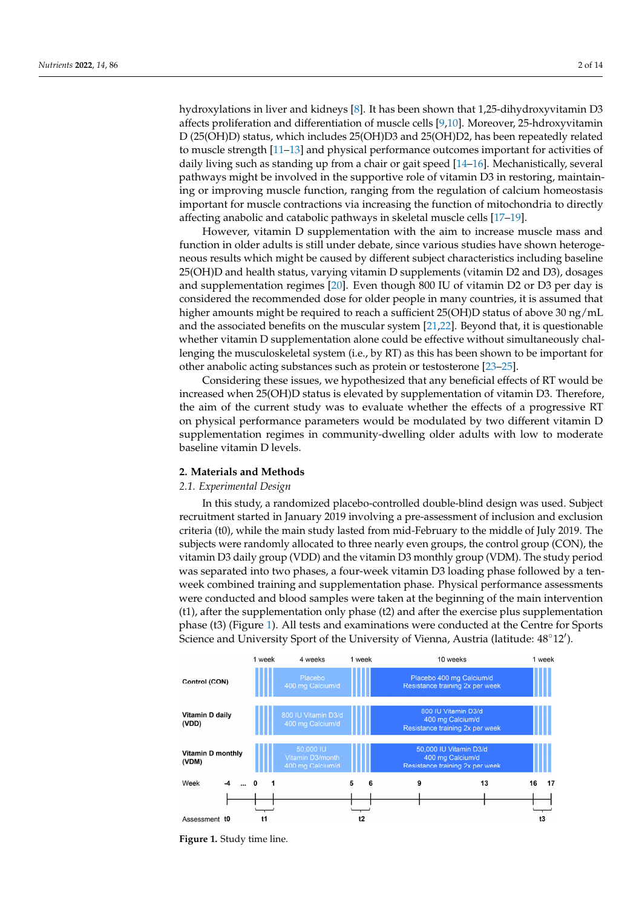hydroxylations in liver and kidneys [8]. It has been shown that 1,25-dihydroxyvitamin D3 affects proliferation and differentiation of muscle cells [9,10]. Moreover, 25-hdroxyvitamin D (25(OH)D) status, which includes 25(OH)D3 and 25(OH)D2, has been repeatedly related to muscle strength [11–13] and physical performance outcomes important for activities of daily living such as standing up from a chair or gait speed [14–16]. Mechanistically, several pathways might be involved in the supportive role of vitamin D3 in restoring, maintaining or improving muscle function, ranging from the regulation of calcium homeostasis important for muscle contractions via increasing the function of mitochondria to directly affecting anabolic and catabolic pathways in skeletal muscle cells [17–19].

However, vitamin D supplementation with the aim to increase muscle mass and function in older adults is still under debate, since various studies have shown heterogeneous results which might be caused by different subject characteristics including baseline 25(OH)D and health status, varying vitamin D supplements (vitamin D2 and D3), dosages and supplementation regimes [20]. Even though 800 IU of vitamin D2 or D3 per day is considered the recommended dose for older people in many countries, it is assumed that higher amounts might be required to reach a sufficient 25(OH)D status of above 30 ng/mL and the associated benefits on the muscular system [21,22]. Beyond that, it is questionable whether vitamin D supplementation alone could be effective without simultaneously challenging the musculoskeletal system (i.e., by RT) as this has been shown to be important for other anabolic acting substances such as protein or testosterone [23–25].

Considering these issues, we hypothesized that any beneficial effects of RT would be increased when 25(OH)D status is elevated by supplementation of vitamin D3. Therefore, the aim of the current study was to evaluate whether the effects of a progressive RT on physical performance parameters would be modulated by two different vitamin D supplementation regimes in community-dwelling older adults with low to moderate baseline vitamin D levels.

## 2. Materials and Methods

### 2.1. Experimental Design

In this study, a randomized placebo-controlled double-blind design was used. Subject recruitment started in January 2019 involving a pre-assessment of inclusion and exclusion criteria (t0), while the main study lasted from mid-February to the middle of July 2019. The subjects were randomly allocated to three nearly even groups, the control group (CON), the vitamin D3 daily group (VDD) and the vitamin D3 monthly group (VDM). The study period was separated into two phases, a four-week vitamin D3 loading phase followed by a ten-week combined training and supplementation phase. Physical performance assessments were conducted and blood samples were taken at the beginning of the main intervention (t1), after the supplementation only phase (t2) and after the exercise plus supplementation phase (t3) (Figure 1). All tests and examinations were conducted at the Centre for Sports Science and University Sport of the University of Vienna, Austria (latitude: 48°12′).

| | 1 week | 4 weeks | 1 week | 10 weeks | 1 week |
|---|---|---|---|---|---|
| Control (CON) | | Placebo 400 mg Calcium/d | | Placebo 400 mg Calcium/d Resistance training 2x per week | |
| Vitamin D daily (VDD) | | 800 IU Vitamin D3/d 400 mg Calcium/d | | 800 IU Vitamin D3/d 400 mg Calcium/d Resistance training 2x per week | |
| Vitamin D monthly (VDM) | | 50,000 IU Vitamin D3/month 400 mg Calcium/d | | 50,000 IU Vitamin D3/d 400 mg Calcium/d Resistance training 2x per week | |

Week: −4 … 0 1 5 6 9 13 16 17

Assessment: t0 (week −4), t1 (weeks 0–1), t2 (weeks 5–6), t3 (weeks 16–17)

**Figure 1.** Study time line.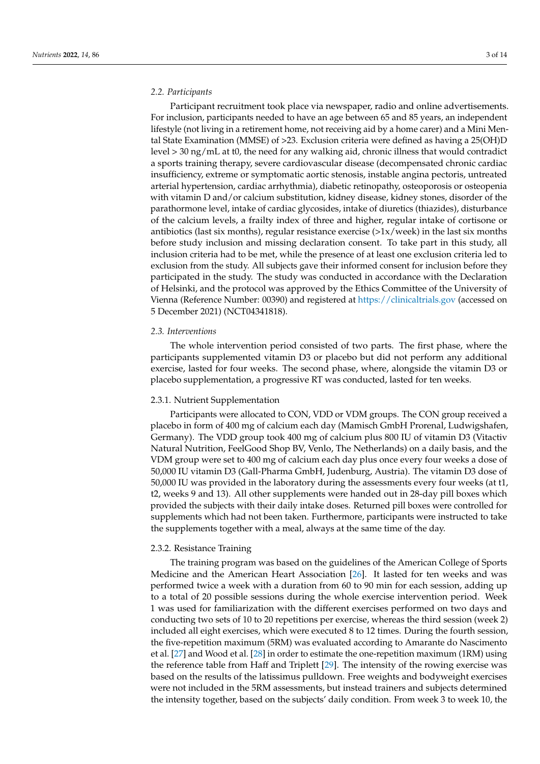### 2.2. Participants

Participant recruitment took place via newspaper, radio and online advertisements. For inclusion, participants needed to have an age between 65 and 85 years, an independent lifestyle (not living in a retirement home, not receiving aid by a home carer) and a Mini Mental State Examination (MMSE) of >23. Exclusion criteria were defined as having a 25(OH)D level > 30 ng/mL at t0, the need for any walking aid, chronic illness that would contradict a sports training therapy, severe cardiovascular disease (decompensated chronic cardiac insufficiency, extreme or symptomatic aortic stenosis, instable angina pectoris, untreated arterial hypertension, cardiac arrhythmia), diabetic retinopathy, osteoporosis or osteopenia with vitamin D and/or calcium substitution, kidney disease, kidney stones, disorder of the parathormone level, intake of cardiac glycosides, intake of diuretics (thiazides), disturbance of the calcium levels, a frailty index of three and higher, regular intake of cortisone or antibiotics (last six months), regular resistance exercise (>1x/week) in the last six months before study inclusion and missing declaration consent. To take part in this study, all inclusion criteria had to be met, while the presence of at least one exclusion criteria led to exclusion from the study. All subjects gave their informed consent for inclusion before they participated in the study. The study was conducted in accordance with the Declaration of Helsinki, and the protocol was approved by the Ethics Committee of the University of Vienna (Reference Number: 00390) and registered at https://clinicaltrials.gov (accessed on 5 December 2021) (NCT04341818).

### 2.3. Interventions

The whole intervention period consisted of two parts. The first phase, where the participants supplemented vitamin D3 or placebo but did not perform any additional exercise, lasted for four weeks. The second phase, where, alongside the vitamin D3 or placebo supplementation, a progressive RT was conducted, lasted for ten weeks.

#### 2.3.1. Nutrient Supplementation

Participants were allocated to CON, VDD or VDM groups. The CON group received a placebo in form of 400 mg of calcium each day (Mamisch GmbH Prorenal, Ludwigshafen, Germany). The VDD group took 400 mg of calcium plus 800 IU of vitamin D3 (Vitactiv Natural Nutrition, FeelGood Shop BV, Venlo, The Netherlands) on a daily basis, and the VDM group were set to 400 mg of calcium each day plus once every four weeks a dose of 50,000 IU vitamin D3 (Gall-Pharma GmbH, Judenburg, Austria). The vitamin D3 dose of 50,000 IU was provided in the laboratory during the assessments every four weeks (at t1, t2, weeks 9 and 13). All other supplements were handed out in 28-day pill boxes which provided the subjects with their daily intake doses. Returned pill boxes were controlled for supplements which had not been taken. Furthermore, participants were instructed to take the supplements together with a meal, always at the same time of the day.

#### 2.3.2. Resistance Training

The training program was based on the guidelines of the American College of Sports Medicine and the American Heart Association [26]. It lasted for ten weeks and was performed twice a week with a duration from 60 to 90 min for each session, adding up to a total of 20 possible sessions during the whole exercise intervention period. Week 1 was used for familiarization with the different exercises performed on two days and conducting two sets of 10 to 20 repetitions per exercise, whereas the third session (week 2) included all eight exercises, which were executed 8 to 12 times. During the fourth session, the five-repetition maximum (5RM) was evaluated according to Amarante do Nascimento et al. [27] and Wood et al. [28] in order to estimate the one-repetition maximum (1RM) using the reference table from Haff and Triplett [29]. The intensity of the rowing exercise was based on the results of the latissimus pulldown. Free weights and bodyweight exercises were not included in the 5RM assessments, but instead trainers and subjects determined the intensity together, based on the subjects' daily condition. From week 3 to week 10, the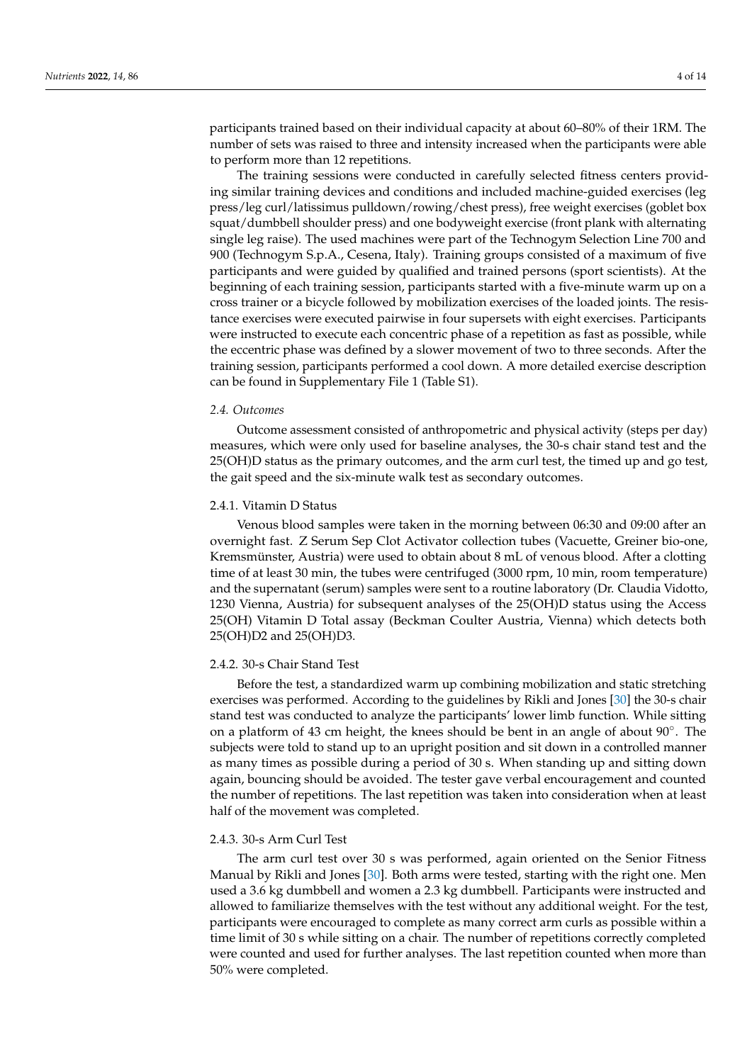participants trained based on their individual capacity at about 60–80% of their 1RM. The number of sets was raised to three and intensity increased when the participants were able to perform more than 12 repetitions.

The training sessions were conducted in carefully selected fitness centers providing similar training devices and conditions and included machine-guided exercises (leg press/leg curl/latissimus pulldown/rowing/chest press), free weight exercises (goblet box squat/dumbbell shoulder press) and one bodyweight exercise (front plank with alternating single leg raise). The used machines were part of the Technogym Selection Line 700 and 900 (Technogym S.p.A., Cesena, Italy). Training groups consisted of a maximum of five participants and were guided by qualified and trained persons (sport scientists). At the beginning of each training session, participants started with a five-minute warm up on a cross trainer or a bicycle followed by mobilization exercises of the loaded joints. The resistance exercises were executed pairwise in four supersets with eight exercises. Participants were instructed to execute each concentric phase of a repetition as fast as possible, while the eccentric phase was defined by a slower movement of two to three seconds. After the training session, participants performed a cool down. A more detailed exercise description can be found in Supplementary File 1 (Table S1).

### *2.4. Outcomes*

Outcome assessment consisted of anthropometric and physical activity (steps per day) measures, which were only used for baseline analyses, the 30-s chair stand test and the 25(OH)D status as the primary outcomes, and the arm curl test, the timed up and go test, the gait speed and the six-minute walk test as secondary outcomes.

#### 2.4.1. Vitamin D Status

Venous blood samples were taken in the morning between 06:30 and 09:00 after an overnight fast. Z Serum Sep Clot Activator collection tubes (Vacuette, Greiner bio-one, Kremsmünster, Austria) were used to obtain about 8 mL of venous blood. After a clotting time of at least 30 min, the tubes were centrifuged (3000 rpm, 10 min, room temperature) and the supernatant (serum) samples were sent to a routine laboratory (Dr. Claudia Vidotto, 1230 Vienna, Austria) for subsequent analyses of the 25(OH)D status using the Access 25(OH) Vitamin D Total assay (Beckman Coulter Austria, Vienna) which detects both 25(OH)D2 and 25(OH)D3.

#### 2.4.2. 30-s Chair Stand Test

Before the test, a standardized warm up combining mobilization and static stretching exercises was performed. According to the guidelines by Rikli and Jones [30] the 30-s chair stand test was conducted to analyze the participants' lower limb function. While sitting on a platform of 43 cm height, the knees should be bent in an angle of about 90°. The subjects were told to stand up to an upright position and sit down in a controlled manner as many times as possible during a period of 30 s. When standing up and sitting down again, bouncing should be avoided. The tester gave verbal encouragement and counted the number of repetitions. The last repetition was taken into consideration when at least half of the movement was completed.

#### 2.4.3. 30-s Arm Curl Test

The arm curl test over 30 s was performed, again oriented on the Senior Fitness Manual by Rikli and Jones [30]. Both arms were tested, starting with the right one. Men used a 3.6 kg dumbbell and women a 2.3 kg dumbbell. Participants were instructed and allowed to familiarize themselves with the test without any additional weight. For the test, participants were encouraged to complete as many correct arm curls as possible within a time limit of 30 s while sitting on a chair. The number of repetitions correctly completed were counted and used for further analyses. The last repetition counted when more than 50% were completed.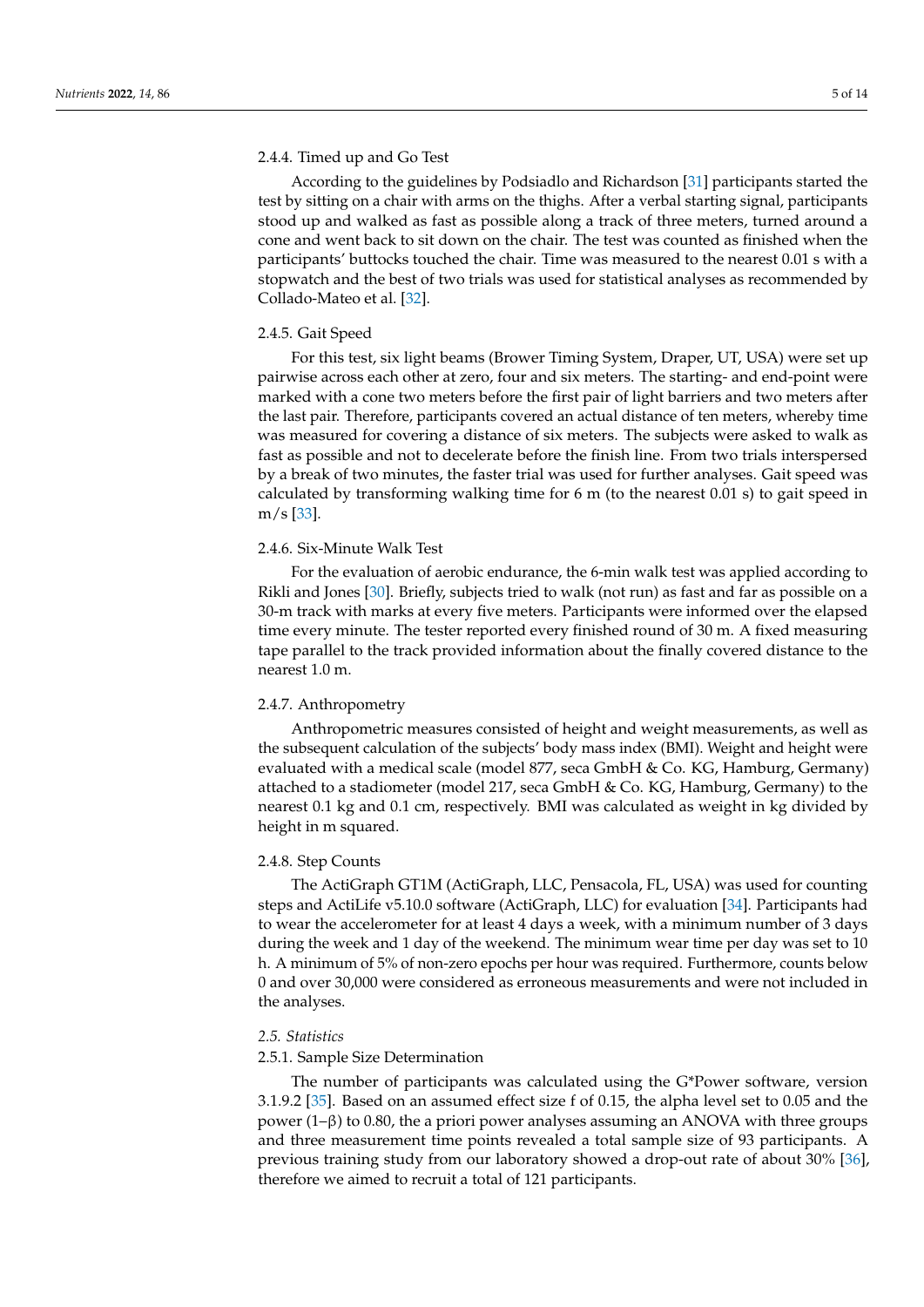#### 2.4.4. Timed up and Go Test

According to the guidelines by Podsiadlo and Richardson [31] participants started the test by sitting on a chair with arms on the thighs. After a verbal starting signal, participants stood up and walked as fast as possible along a track of three meters, turned around a cone and went back to sit down on the chair. The test was counted as finished when the participants' buttocks touched the chair. Time was measured to the nearest 0.01 s with a stopwatch and the best of two trials was used for statistical analyses as recommended by Collado-Mateo et al. [32].

#### 2.4.5. Gait Speed

For this test, six light beams (Brower Timing System, Draper, UT, USA) were set up pairwise across each other at zero, four and six meters. The starting- and end-point were marked with a cone two meters before the first pair of light barriers and two meters after the last pair. Therefore, participants covered an actual distance of ten meters, whereby time was measured for covering a distance of six meters. The subjects were asked to walk as fast as possible and not to decelerate before the finish line. From two trials interspersed by a break of two minutes, the faster trial was used for further analyses. Gait speed was calculated by transforming walking time for 6 m (to the nearest 0.01 s) to gait speed in m/s [33].

#### 2.4.6. Six-Minute Walk Test

For the evaluation of aerobic endurance, the 6-min walk test was applied according to Rikli and Jones [30]. Briefly, subjects tried to walk (not run) as fast and far as possible on a 30-m track with marks at every five meters. Participants were informed over the elapsed time every minute. The tester reported every finished round of 30 m. A fixed measuring tape parallel to the track provided information about the finally covered distance to the nearest 1.0 m.

#### 2.4.7. Anthropometry

Anthropometric measures consisted of height and weight measurements, as well as the subsequent calculation of the subjects' body mass index (BMI). Weight and height were evaluated with a medical scale (model 877, seca GmbH & Co. KG, Hamburg, Germany) attached to a stadiometer (model 217, seca GmbH & Co. KG, Hamburg, Germany) to the nearest 0.1 kg and 0.1 cm, respectively. BMI was calculated as weight in kg divided by height in m squared.

#### 2.4.8. Step Counts

The ActiGraph GT1M (ActiGraph, LLC, Pensacola, FL, USA) was used for counting steps and ActiLife v5.10.0 software (ActiGraph, LLC) for evaluation [34]. Participants had to wear the accelerometer for at least 4 days a week, with a minimum number of 3 days during the week and 1 day of the weekend. The minimum wear time per day was set to 10 h. A minimum of 5% of non-zero epochs per hour was required. Furthermore, counts below 0 and over 30,000 were considered as erroneous measurements and were not included in the analyses.

### *2.5. Statistics*

#### 2.5.1. Sample Size Determination

The number of participants was calculated using the G*Power software, version 3.1.9.2 [35]. Based on an assumed effect size f of 0.15, the alpha level set to 0.05 and the power ($1-\beta$) to 0.80, the a priori power analyses assuming an ANOVA with three groups and three measurement time points revealed a total sample size of 93 participants. A previous training study from our laboratory showed a drop-out rate of about 30% [36], therefore we aimed to recruit a total of 121 participants.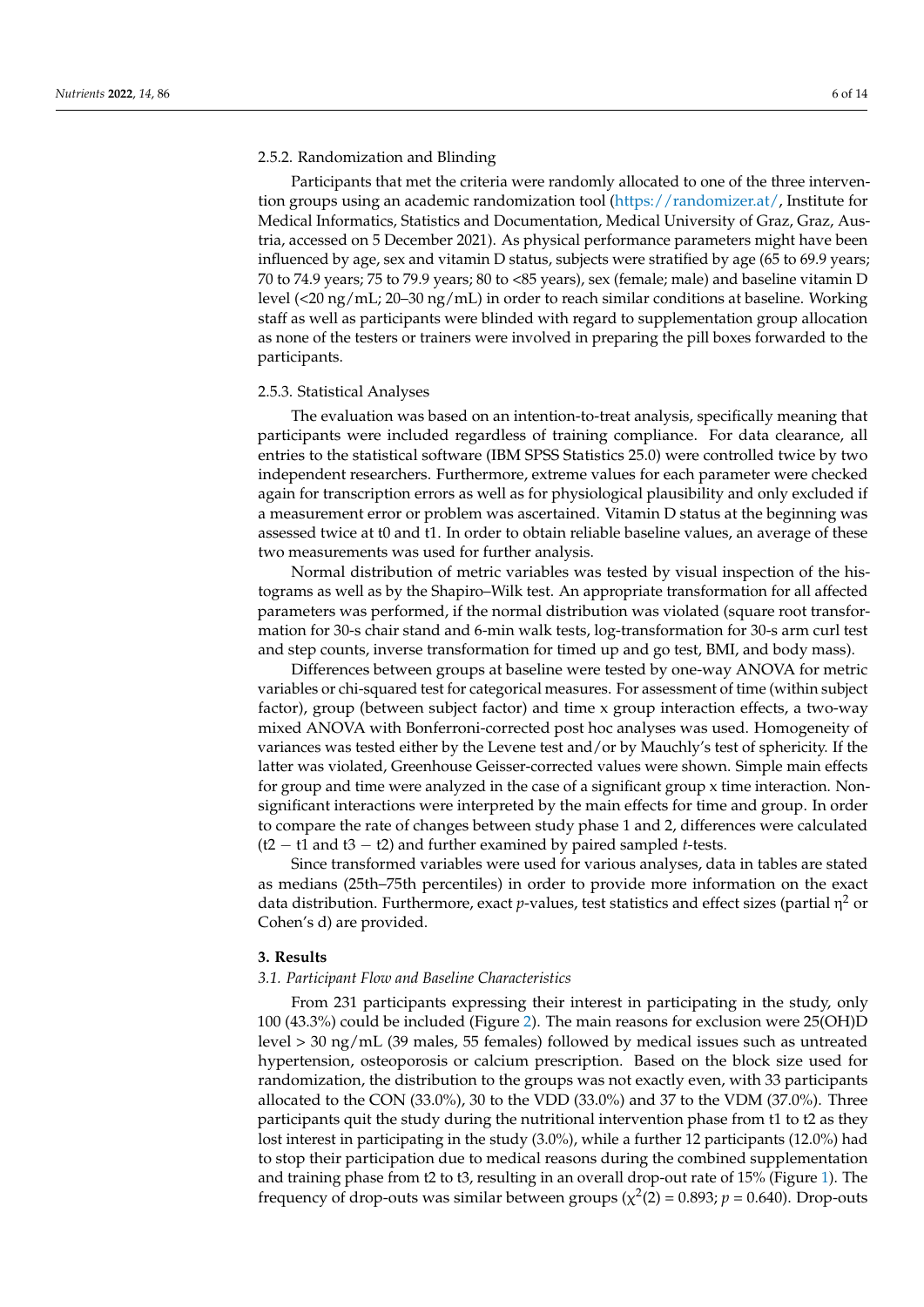#### 2.5.2. Randomization and Blinding

Participants that met the criteria were randomly allocated to one of the three intervention groups using an academic randomization tool (https://randomizer.at/, Institute for Medical Informatics, Statistics and Documentation, Medical University of Graz, Graz, Austria, accessed on 5 December 2021). As physical performance parameters might have been influenced by age, sex and vitamin D status, subjects were stratified by age (65 to 69.9 years; 70 to 74.9 years; 75 to 79.9 years; 80 to <85 years), sex (female; male) and baseline vitamin D level (<20 ng/mL; 20–30 ng/mL) in order to reach similar conditions at baseline. Working staff as well as participants were blinded with regard to supplementation group allocation as none of the testers or trainers were involved in preparing the pill boxes forwarded to the participants.

#### 2.5.3. Statistical Analyses

The evaluation was based on an intention-to-treat analysis, specifically meaning that participants were included regardless of training compliance. For data clearance, all entries to the statistical software (IBM SPSS Statistics 25.0) were controlled twice by two independent researchers. Furthermore, extreme values for each parameter were checked again for transcription errors as well as for physiological plausibility and only excluded if a measurement error or problem was ascertained. Vitamin D status at the beginning was assessed twice at t0 and t1. In order to obtain reliable baseline values, an average of these two measurements was used for further analysis.

Normal distribution of metric variables was tested by visual inspection of the histograms as well as by the Shapiro–Wilk test. An appropriate transformation for all affected parameters was performed, if the normal distribution was violated (square root transformation for 30-s chair stand and 6-min walk tests, log-transformation for 30-s arm curl test and step counts, inverse transformation for timed up and go test, BMI, and body mass).

Differences between groups at baseline were tested by one-way ANOVA for metric variables or chi-squared test for categorical measures. For assessment of time (within subject factor), group (between subject factor) and time x group interaction effects, a two-way mixed ANOVA with Bonferroni-corrected post hoc analyses was used. Homogeneity of variances was tested either by the Levene test and/or by Mauchly's test of sphericity. If the latter was violated, Greenhouse Geisser-corrected values were shown. Simple main effects for group and time were analyzed in the case of a significant group x time interaction. Non-significant interactions were interpreted by the main effects for time and group. In order to compare the rate of changes between study phase 1 and 2, differences were calculated (t2 − t1 and t3 − t2) and further examined by paired sampled *t*-tests.

Since transformed variables were used for various analyses, data in tables are stated as medians (25th–75th percentiles) in order to provide more information on the exact data distribution. Furthermore, exact *p*-values, test statistics and effect sizes (partial $\eta^2$ or Cohen's d) are provided.

## 3. Results

### *3.1. Participant Flow and Baseline Characteristics*

From 231 participants expressing their interest in participating in the study, only 100 (43.3%) could be included (Figure 2). The main reasons for exclusion were 25(OH)D level > 30 ng/mL (39 males, 55 females) followed by medical issues such as untreated hypertension, osteoporosis or calcium prescription. Based on the block size used for randomization, the distribution to the groups was not exactly even, with 33 participants allocated to the CON (33.0%), 30 to the VDD (33.0%) and 37 to the VDM (37.0%). Three participants quit the study during the nutritional intervention phase from t1 to t2 as they lost interest in participating in the study (3.0%), while a further 12 participants (12.0%) had to stop their participation due to medical reasons during the combined supplementation and training phase from t2 to t3, resulting in an overall drop-out rate of 15% (Figure 1). The frequency of drop-outs was similar between groups ($\chi^2(2) = 0.893$; $p = 0.640$). Drop-outs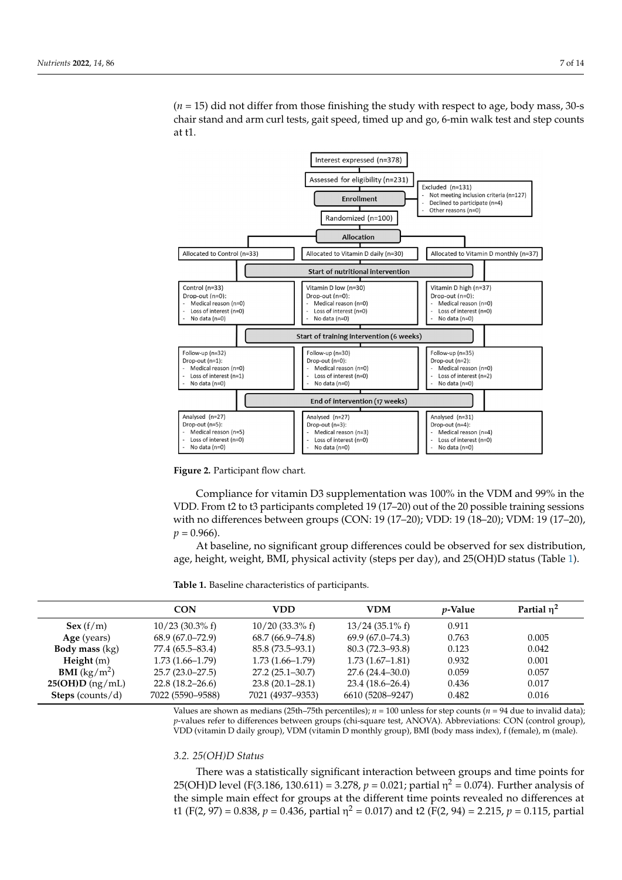($n$ = 15) did not differ from those finishing the study with respect to age, body mass, 30-s chair stand and arm curl tests, gait speed, timed up and go, 6-min walk test and step counts at t1.

**Figure 2.** Participant flow chart.

Compliance for vitamin D3 supplementation was 100% in the VDM and 99% in the VDD. From t2 to t3 participants completed 19 (17–20) out of the 20 possible training sessions with no differences between groups (CON: 19 (17–20); VDD: 19 (18–20); VDM: 19 (17–20), $p$ = 0.966).

At baseline, no significant group differences could be observed for sex distribution, age, height, weight, BMI, physical activity (steps per day), and 25(OH)D status (Table 1).

**Table 1.** Baseline characteristics of participants.

| | CON | VDD | VDM | $p$-Value | Partial $\eta^2$ |
|---|---|---|---|---|---|
| **Sex** (f/m) | 10/23 (30.3% f) | 10/20 (33.3% f) | 13/24 (35.1% f) | 0.911 | |
| **Age** (years) | 68.9 (67.0–72.9) | 68.7 (66.9–74.8) | 69.9 (67.0–74.3) | 0.763 | 0.005 |
| **Body mass** (kg) | 77.4 (65.5–83.4) | 85.8 (73.5–93.1) | 80.3 (72.3–93.8) | 0.123 | 0.042 |
| **Height** (m) | 1.73 (1.66–1.79) | 1.73 (1.66–1.79) | 1.73 (1.67–1.81) | 0.932 | 0.001 |
| **BMI** (kg/m$^2$) | 25.7 (23.0–27.5) | 27.2 (25.1–30.7) | 27.6 (24.4–30.0) | 0.059 | 0.057 |
| **25(OH)D** (ng/mL) | 22.8 (18.2–26.6) | 23.8 (20.1–28.1) | 23.4 (18.6–26.4) | 0.436 | 0.017 |
| **Steps** (counts/d) | 7022 (5590–9588) | 7021 (4937–9353) | 6610 (5208–9247) | 0.482 | 0.016 |

Values are shown as medians (25th–75th percentiles); $n$ = 100 unless for step counts ($n$ = 94 due to invalid data); $p$-values refer to differences between groups (chi-square test, ANOVA). Abbreviations: CON (control group), VDD (vitamin D daily group), VDM (vitamin D monthly group), BMI (body mass index), f (female), m (male).

### 3.2. 25(OH)D Status

There was a statistically significant interaction between groups and time points for 25(OH)D level ($F(3.186, 130.611) = 3.278$, $p = 0.021$; partial $\eta^2 = 0.074$). Further analysis of the simple main effect for groups at the different time points revealed no differences at t1 ($F(2, 97) = 0.838$, $p = 0.436$, partial $\eta^2 = 0.017$) and t2 ($F(2, 94) = 2.215$, $p = 0.115$, partial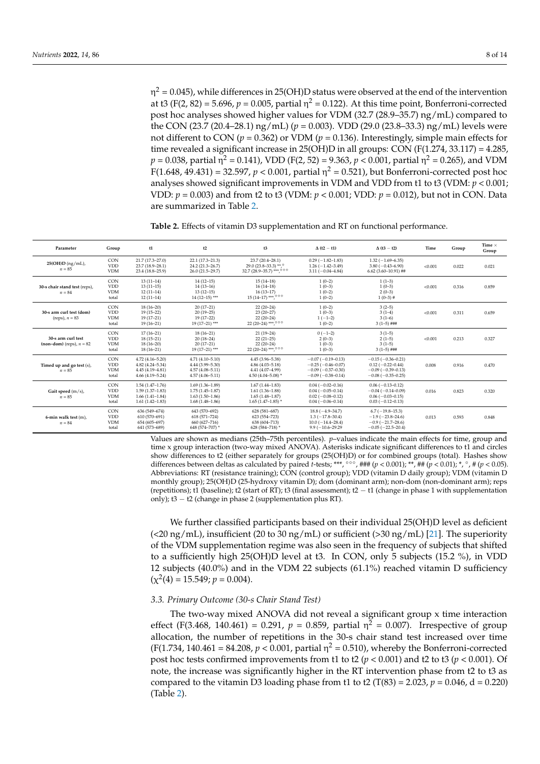$\eta^2 = 0.045$), while differences in 25(OH)D status were observed at the end of the intervention at t3 ($F(2, 82) = 5.696$, $p = 0.005$, partial $\eta^2 = 0.122$). At this time point, Bonferroni-corrected post hoc analyses showed higher values for VDM (32.7 (28.9–35.7) ng/mL) compared to the CON (23.7 (20.4–28.1) ng/mL) ($p = 0.003$). VDD (29.0 (23.8–33.3) ng/mL) levels were not different to CON ($p = 0.362$) or VDM ($p = 0.136$). Interestingly, simple main effects for time revealed a significant increase in 25(OH)D in all groups: CON ($F(1.274, 33.117) = 4.285$, $p = 0.038$, partial $\eta^2 = 0.141$), VDD ($F(2, 52) = 9.363$, $p < 0.001$, partial $\eta^2 = 0.265$), and VDM $F(1.648, 49.431) = 32.597$, $p < 0.001$, partial $\eta^2 = 0.521$), but Bonferroni-corrected post hoc analyses showed significant improvements in VDM and VDD from t1 to t3 (VDM: $p < 0.001$; VDD: $p = 0.003$) and from t2 to t3 (VDM: $p < 0.001$; VDD: $p = 0.012$), but not in CON. Data are summarized in Table 2.

**Table 2.** Effects of vitamin D3 supplementation and RT on functional performance.

| Parameter | Group | t1 | t2 | t3 | Δ (t2 − t1) | Δ (t3 − t2) | Time | Group | Time × Group |
|---|---|---|---|---|---|---|---|---|---|
| **25(OH)D** (ng/mL), $n = 85$ | CON | 21.7 (17.3–27.0) | 22.1 (17.3–21.3) | 23.7 (20.4–28.1) | 0.29 (−1.82–1.83) | 1.32 (−1.69–6.35) | <0.001 | 0.022 | 0.021 |
| | VDD | 23.7 (18.9–28.1) | 24.2 (21.3–26.7) | 29.0 (23.8–33.3) **,° | 1.26 (−1.42–3.49) | 3.80 (−0.43–6.90) | | | |
| | VDM | 23.4 (18.8–25.9) | 26.0 (21.5–29.7) | 32.7 (28.9–35.7) ***,°°° | 3.11 (−0.04–4.84) | 6.62 (3.60–10.91) ## | | | |
| **30-s chair stand test** (reps), $n = 84$ | CON | 13 (11–14) | 14 (12–15) | 15 (14–18) | 1 (0–2) | 1 (1–3) | <0.001 | 0.316 | 0.859 |
| | VDD | 13 (11–15) | 14 (13–16) | 16 (14–18) | 1 (0–3) | 1 (0–3) | | | |
| | VDM | 12 (11–14) | 13 (12–15) | 16 (13–17) | 1 (0–2) | 2 (0–3) | | | |
| | total | 12 (11–14) | 14 (12–15) *** | 15 (14–17) ***,°°° | 1 (0–2) | 1 (0–3) # | | | |
| **30-s arm curl test (dom)** (reps), $n = 83$ | CON | 18 (16–20) | 20 (17–21) | 22 (20–24) | 1 (0–2) | 3 (2–5) | <0.001 | 0.311 | 0.659 |
| | VDD | 19 (15–22) | 20 (19–25) | 23 (20–27) | 1 (0–3) | 3 (1–4) | | | |
| | VDM | 19 (17–21) | 19 (17–22) | 22 (20–24) | 1 (−1–2) | 3 (1–6) | | | |
| | total | 19 (16–21) | 19 (17–21) *** | 22 (20–24) ***,°°° | 1 (0–2) | 3 (1–5) ### | | | |
| **30-s arm curl test (non–dom)** (reps), $n = 82$ | CON | 17 (16–21) | 18 (16–21) | 21 (19–24) | 0 (−1–2) | 3 (1–5) | <0.001 | 0.213 | 0.327 |
| | VDD | 18 (15–21) | 20 (18–24) | 22 (21–25) | 2 (0–3) | 2 (1–5) | | | |
| | VDM | 18 (16–20) | 20 (17–21) | 22 (20–24) | 1 (0–3) | 3 (1–5) | | | |
| | total | 18 (16–21) | 19 (17–21) *** | 22 (20–24) ***,°°° | 1 (0–3) | 3 (1–5) ### | | | |
| **Timed up and go test** (s), $n = 85$ | CON | 4.72 (4.16–5.20) | 4.71 (4.10–5.10) | 4.45 (3.96–5.38) | −0.07 (−0.19–0.13) | −0.15 (−0.36–0.21) | 0.008 | 0.916 | 0.470 |
| | VDD | 4.82 (4.24–5.34) | 4.44 (3.99–5.30) | 4.86 (4.03–5.18) | −0.25 (−0.46–0.07) | 0.12 (−0.22–0.44) | | | |
| | VDM | 4.45 (4.19–4.81) | 4.57 (4.08–5.11) | 4.41 (4.07–4.99) | −0.09 (−0.37–0.30) | −0.09 (−0.39–0.13) | | | |
| | total | 4.66 (4.19–5.24) | 4.57 (4.06–5.11) | 4.50 (4.04–5.08) * | −0.09 (−0.38–0.14) | −0.08 (−0.35–0.25) | | | |
| **Gait speed** (m/s), $n = 85$ | CON | 1.54 (1.47–1.76) | 1.69 (1.36–1.89) | 1.67 (1.44–1.83) | 0.04 (−0.02–0.16) | 0.06 (−0.13–0.12) | 0.016 | 0.823 | 0.320 |
| | VDD | 1.59 (1.37–1.83) | 1.75 (1.45–1.87) | 1.61 (1.36–1.88) | 0.04 (−0.05–0.14) | −0.04 (−0.14–0.09) | | | |
| | VDM | 1.66 (1.41–1.84) | 1.63 (1.50–1.86) | 1.65 (1.48–1.87) | 0.02 (−0.08–0.12) | 0.06 (−0.03–0.15) | | | |
| | total | 1.61 (1.42–1.83) | 1.68 (1.48–1.86) | 1.65 (1.47–1.85) * | 0.04 (−0.06–0.14) | 0.03 (−0.12–0.13) | | | |
| **6-min walk test** (m), $n = 84$ | CON | 636 (549–674) | 643 (570–692) | 628 (581–687) | 18.8 (−4.9–34.7) | 6.7 (−19.8–15.3) | 0.013 | 0.593 | 0.848 |
| | VDD | 610 (570–691) | 618 (571–724) | 623 (554–723) | 1.3 (−17.8–30.4) | −1.9 (−23.8–24.6) | | | |
| | VDM | 654 (605–697) | 660 (627–716) | 638 (604–713) | 10.0 (−14.4–28.4) | −0.9 (−21.7–28.6) | | | |
| | total | 641 (573–689) | 648 (574–707) * | 628 (584–718) * | 9.9 (−10.6–29.29 | −0.05 (−22.5–20.4) | | | |

Values are shown as medians (25th–75th percentiles). $p$–values indicate the main effects for time, group and time x group interaction (two-way mixed ANOVA). Asterisks indicate significant differences to t1 and circles show differences to t2 (either separately for groups (25(OH)D) or for combined groups (total). Hashes show differences between deltas as calculated by paired $t$-tests; ***, °°°, ### ($p < 0.001$); **, ## ($p < 0.01$); *, °, # ($p < 0.05$). Abbreviations: RT (resistance training); CON (control group); VDD (vitamin D daily group); VDM (vitamin D monthly group); 25(OH)D (25-hydroxy vitamin D); dom (dominant arm); non-dom (non-dominant arm); reps (repetitions); t1 (baseline); t2 (start of RT); t3 (final assessment); t2 − t1 (change in phase 1 with supplementation only); t3 − t2 (change in phase 2 (supplementation plus RT).

We further classified participants based on their individual 25(OH)D level as deficient (<20 ng/mL), insufficient (20 to 30 ng/mL) or sufficient (>30 ng/mL) [21]. The superiority of the VDM supplementation regime was also seen in the frequency of subjects that shifted to a sufficiently high 25(OH)D level at t3. In CON, only 5 subjects (15.2 %), in VDD 12 subjects (40.0%) and in the VDM 22 subjects (61.1%) reached vitamin D sufficiency ($\chi^2(4) = 15.549$; $p = 0.004$).

### 3.3. Primary Outcome (30-s Chair Stand Test)

The two-way mixed ANOVA did not reveal a significant group x time interaction effect ($F(3.468, 140.461) = 0.291$, $p = 0.859$, partial $\eta^2 = 0.007$). Irrespective of group allocation, the number of repetitions in the 30-s chair stand test increased over time ($F(1.734, 140.461 = 84.208$, $p < 0.001$, partial $\eta^2 = 0.510$), whereby the Bonferroni-corrected post hoc tests confirmed improvements from t1 to t2 ($p < 0.001$) and t2 to t3 ($p < 0.001$). Of note, the increase was significantly higher in the RT intervention phase from t2 to t3 as compared to the vitamin D3 loading phase from t1 to t2 ($T(83) = 2.023$, $p = 0.046$, $d = 0.220$) (Table 2).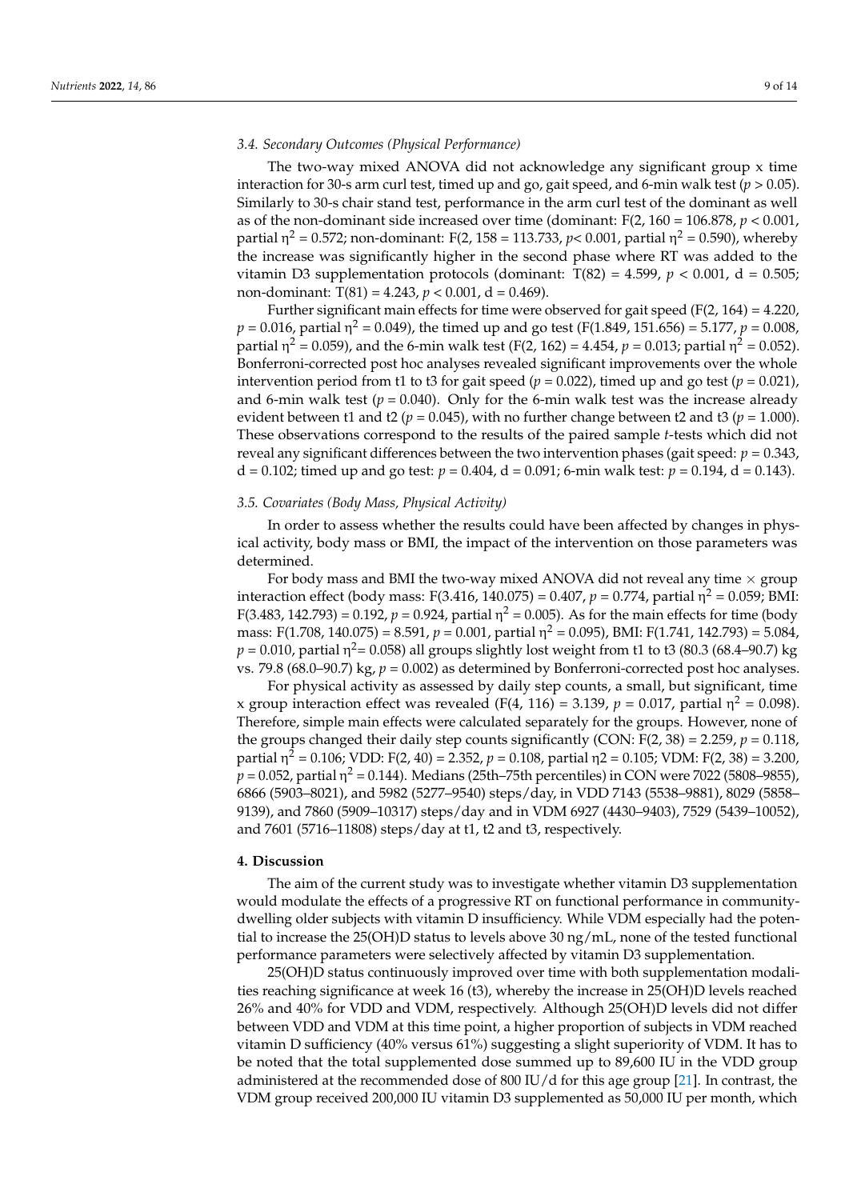### 3.4. Secondary Outcomes (Physical Performance)

The two-way mixed ANOVA did not acknowledge any significant group x time interaction for 30-s arm curl test, timed up and go, gait speed, and 6-min walk test ($p > 0.05$). Similarly to 30-s chair stand test, performance in the arm curl test of the dominant as well as of the non-dominant side increased over time (dominant: F(2, 160 = 106.878, $p < 0.001$, partial $\eta^2 = 0.572$; non-dominant: F(2, 158 = 113.733, $p < 0.001$, partial $\eta^2 = 0.590$), whereby the increase was significantly higher in the second phase where RT was added to the vitamin D3 supplementation protocols (dominant: T(82) = 4.599, $p < 0.001$, d = 0.505; non-dominant: T(81) = 4.243, $p < 0.001$, d = 0.469).

Further significant main effects for time were observed for gait speed (F(2, 164) = 4.220, $p = 0.016$, partial $\eta^2 = 0.049$), the timed up and go test (F(1.849, 151.656) = 5.177, $p = 0.008$, partial $\eta^2 = 0.059$), and the 6-min walk test (F(2, 162) = 4.454, $p = 0.013$; partial $\eta^2 = 0.052$). Bonferroni-corrected post hoc analyses revealed significant improvements over the whole intervention period from t1 to t3 for gait speed ($p = 0.022$), timed up and go test ($p = 0.021$), and 6-min walk test ($p = 0.040$). Only for the 6-min walk test was the increase already evident between t1 and t2 ($p = 0.045$), with no further change between t2 and t3 ($p = 1.000$). These observations correspond to the results of the paired sample *t*-tests which did not reveal any significant differences between the two intervention phases (gait speed: $p = 0.343$, d = 0.102; timed up and go test: $p = 0.404$, d = 0.091; 6-min walk test: $p = 0.194$, d = 0.143).

### 3.5. Covariates (Body Mass, Physical Activity)

In order to assess whether the results could have been affected by changes in physical activity, body mass or BMI, the impact of the intervention on those parameters was determined.

For body mass and BMI the two-way mixed ANOVA did not reveal any time × group interaction effect (body mass: F(3.416, 140.075) = 0.407, $p = 0.774$, partial $\eta^2 = 0.059$; BMI: F(3.483, 142.793) = 0.192, $p = 0.924$, partial $\eta^2 = 0.005$). As for the main effects for time (body mass: F(1.708, 140.075) = 8.591, $p = 0.001$, partial $\eta^2 = 0.095$), BMI: F(1.741, 142.793) = 5.084, $p = 0.010$, partial $\eta^2 = 0.058$) all groups slightly lost weight from t1 to t3 (80.3 (68.4–90.7) kg vs. 79.8 (68.0–90.7) kg, $p = 0.002$) as determined by Bonferroni-corrected post hoc analyses.

For physical activity as assessed by daily step counts, a small, but significant, time x group interaction effect was revealed (F(4, 116) = 3.139, $p = 0.017$, partial $\eta^2 = 0.098$). Therefore, simple main effects were calculated separately for the groups. However, none of the groups changed their daily step counts significantly (CON: F(2, 38) = 2.259, $p = 0.118$, partial $\eta^2 = 0.106$; VDD: F(2, 40) = 2.352, $p = 0.108$, partial $\eta 2 = 0.105$; VDM: F(2, 38) = 3.200, $p = 0.052$, partial $\eta^2 = 0.144$). Medians (25th–75th percentiles) in CON were 7022 (5808–9855), 6866 (5903–8021), and 5982 (5277–9540) steps/day, in VDD 7143 (5538–9881), 8029 (5858–9139), and 7860 (5909–10317) steps/day and in VDM 6927 (4430–9403), 7529 (5439–10052), and 7601 (5716–11808) steps/day at t1, t2 and t3, respectively.

## 4. Discussion

The aim of the current study was to investigate whether vitamin D3 supplementation would modulate the effects of a progressive RT on functional performance in community-dwelling older subjects with vitamin D insufficiency. While VDM especially had the potential to increase the 25(OH)D status to levels above 30 ng/mL, none of the tested functional performance parameters were selectively affected by vitamin D3 supplementation.

25(OH)D status continuously improved over time with both supplementation modalities reaching significance at week 16 (t3), whereby the increase in 25(OH)D levels reached 26% and 40% for VDD and VDM, respectively. Although 25(OH)D levels did not differ between VDD and VDM at this time point, a higher proportion of subjects in VDM reached vitamin D sufficiency (40% versus 61%) suggesting a slight superiority of VDM. It has to be noted that the total supplemented dose summed up to 89,600 IU in the VDD group administered at the recommended dose of 800 IU/d for this age group [21]. In contrast, the VDM group received 200,000 IU vitamin D3 supplemented as 50,000 IU per month, which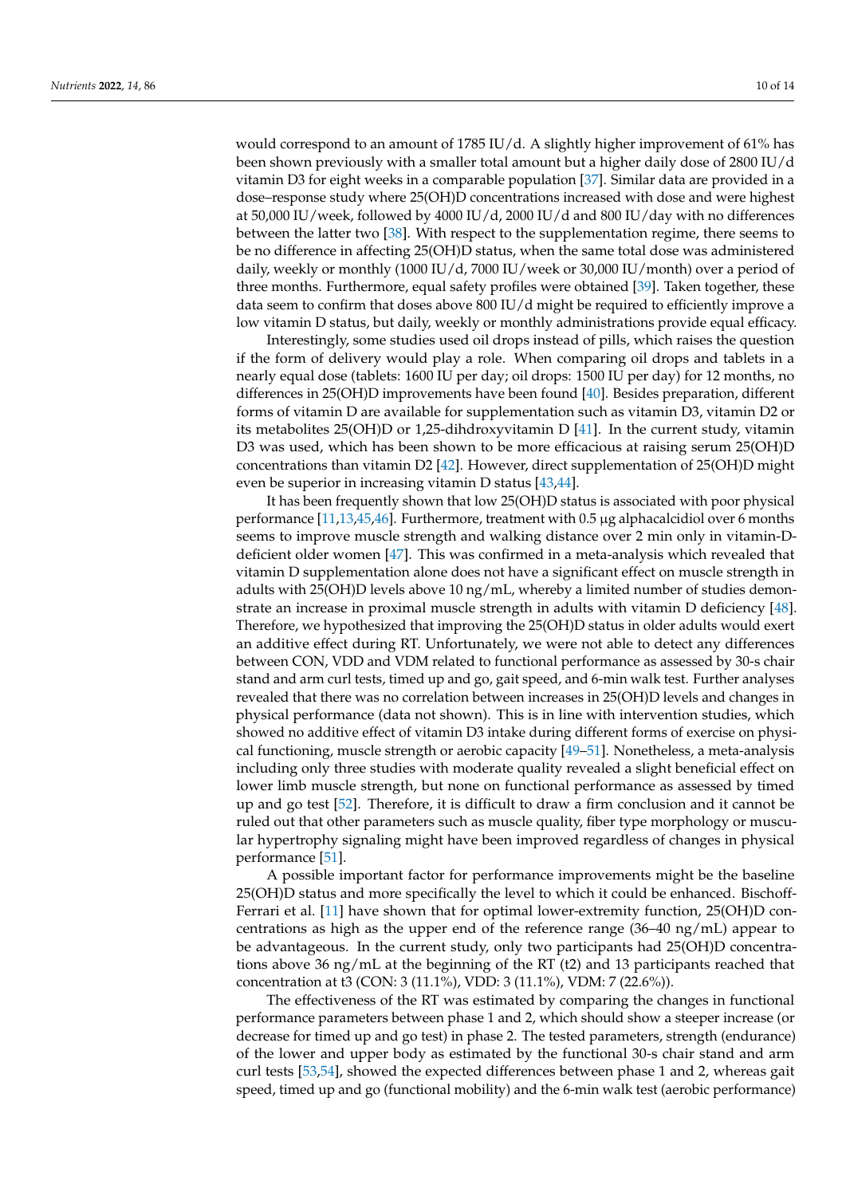would correspond to an amount of 1785 IU/d. A slightly higher improvement of 61% has been shown previously with a smaller total amount but a higher daily dose of 2800 IU/d vitamin D3 for eight weeks in a comparable population [37]. Similar data are provided in a dose–response study where 25(OH)D concentrations increased with dose and were highest at 50,000 IU/week, followed by 4000 IU/d, 2000 IU/d and 800 IU/day with no differences between the latter two [38]. With respect to the supplementation regime, there seems to be no difference in affecting 25(OH)D status, when the same total dose was administered daily, weekly or monthly (1000 IU/d, 7000 IU/week or 30,000 IU/month) over a period of three months. Furthermore, equal safety profiles were obtained [39]. Taken together, these data seem to confirm that doses above 800 IU/d might be required to efficiently improve a low vitamin D status, but daily, weekly or monthly administrations provide equal efficacy.

Interestingly, some studies used oil drops instead of pills, which raises the question if the form of delivery would play a role. When comparing oil drops and tablets in a nearly equal dose (tablets: 1600 IU per day; oil drops: 1500 IU per day) for 12 months, no differences in 25(OH)D improvements have been found [40]. Besides preparation, different forms of vitamin D are available for supplementation such as vitamin D3, vitamin D2 or its metabolites 25(OH)D or 1,25-dihdroxyvitamin D [41]. In the current study, vitamin D3 was used, which has been shown to be more efficacious at raising serum 25(OH)D concentrations than vitamin D2 [42]. However, direct supplementation of 25(OH)D might even be superior in increasing vitamin D status [43,44].

It has been frequently shown that low 25(OH)D status is associated with poor physical performance [11,13,45,46]. Furthermore, treatment with 0.5 µg alphacalcidiol over 6 months seems to improve muscle strength and walking distance over 2 min only in vitamin-D-deficient older women [47]. This was confirmed in a meta-analysis which revealed that vitamin D supplementation alone does not have a significant effect on muscle strength in adults with 25(OH)D levels above 10 ng/mL, whereby a limited number of studies demonstrate an increase in proximal muscle strength in adults with vitamin D deficiency [48]. Therefore, we hypothesized that improving the 25(OH)D status in older adults would exert an additive effect during RT. Unfortunately, we were not able to detect any differences between CON, VDD and VDM related to functional performance as assessed by 30-s chair stand and arm curl tests, timed up and go, gait speed, and 6-min walk test. Further analyses revealed that there was no correlation between increases in 25(OH)D levels and changes in physical performance (data not shown). This is in line with intervention studies, which showed no additive effect of vitamin D3 intake during different forms of exercise on physical functioning, muscle strength or aerobic capacity [49–51]. Nonetheless, a meta-analysis including only three studies with moderate quality revealed a slight beneficial effect on lower limb muscle strength, but none on functional performance as assessed by timed up and go test [52]. Therefore, it is difficult to draw a firm conclusion and it cannot be ruled out that other parameters such as muscle quality, fiber type morphology or muscular hypertrophy signaling might have been improved regardless of changes in physical performance [51].

A possible important factor for performance improvements might be the baseline 25(OH)D status and more specifically the level to which it could be enhanced. Bischoff-Ferrari et al. [11] have shown that for optimal lower-extremity function, 25(OH)D concentrations as high as the upper end of the reference range (36–40 ng/mL) appear to be advantageous. In the current study, only two participants had 25(OH)D concentrations above 36 ng/mL at the beginning of the RT (t2) and 13 participants reached that concentration at t3 (CON: 3 (11.1%), VDD: 3 (11.1%), VDM: 7 (22.6%)).

The effectiveness of the RT was estimated by comparing the changes in functional performance parameters between phase 1 and 2, which should show a steeper increase (or decrease for timed up and go test) in phase 2. The tested parameters, strength (endurance) of the lower and upper body as estimated by the functional 30-s chair stand and arm curl tests [53,54], showed the expected differences between phase 1 and 2, whereas gait speed, timed up and go (functional mobility) and the 6-min walk test (aerobic performance)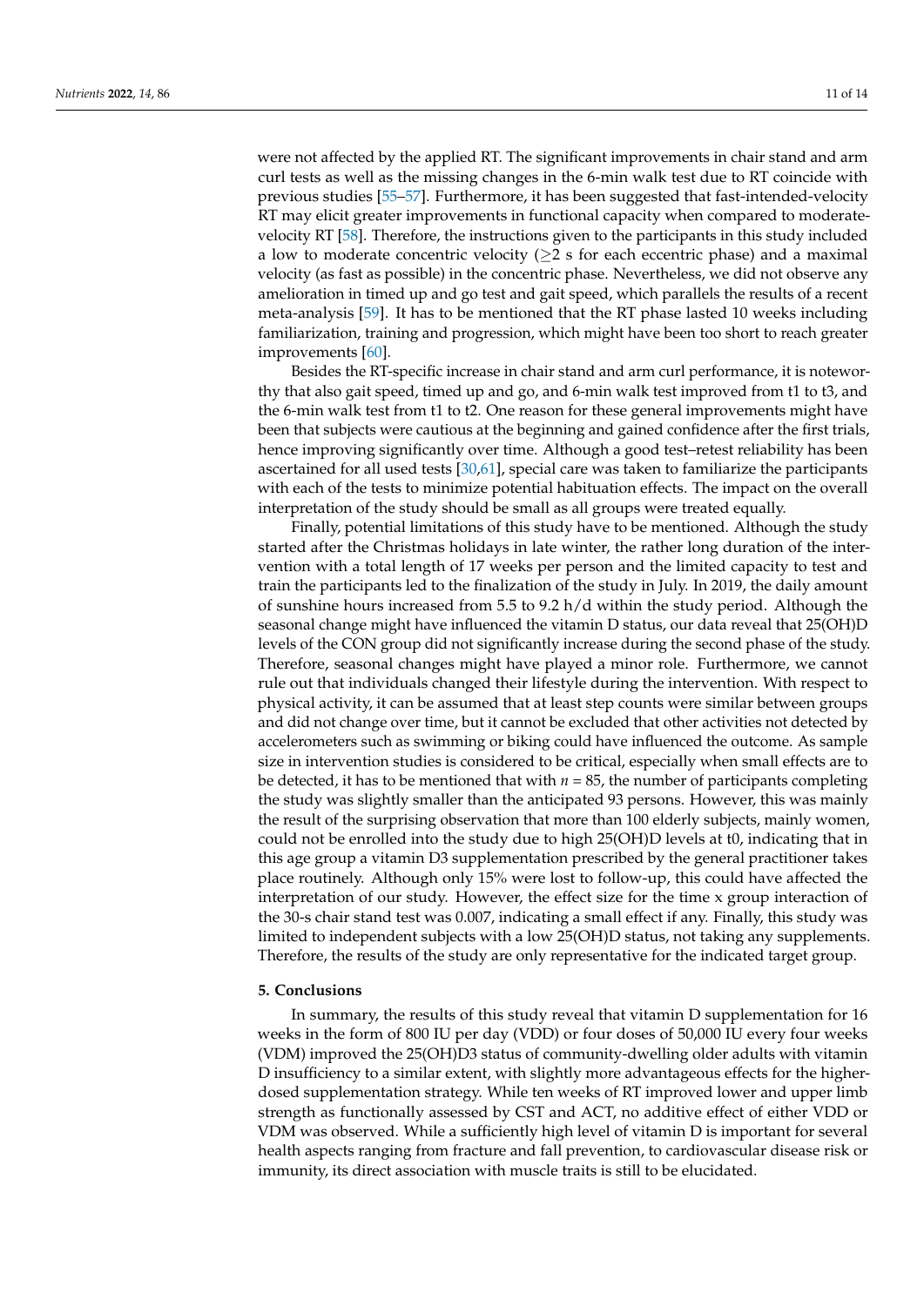were not affected by the applied RT. The significant improvements in chair stand and arm curl tests as well as the missing changes in the 6-min walk test due to RT coincide with previous studies [55–57]. Furthermore, it has been suggested that fast-intended-velocity RT may elicit greater improvements in functional capacity when compared to moderate-velocity RT [58]. Therefore, the instructions given to the participants in this study included a low to moderate concentric velocity (≥2 s for each eccentric phase) and a maximal velocity (as fast as possible) in the concentric phase. Nevertheless, we did not observe any amelioration in timed up and go test and gait speed, which parallels the results of a recent meta-analysis [59]. It has to be mentioned that the RT phase lasted 10 weeks including familiarization, training and progression, which might have been too short to reach greater improvements [60].

Besides the RT-specific increase in chair stand and arm curl performance, it is noteworthy that also gait speed, timed up and go, and 6-min walk test improved from t1 to t3, and the 6-min walk test from t1 to t2. One reason for these general improvements might have been that subjects were cautious at the beginning and gained confidence after the first trials, hence improving significantly over time. Although a good test–retest reliability has been ascertained for all used tests [30,61], special care was taken to familiarize the participants with each of the tests to minimize potential habituation effects. The impact on the overall interpretation of the study should be small as all groups were treated equally.

Finally, potential limitations of this study have to be mentioned. Although the study started after the Christmas holidays in late winter, the rather long duration of the intervention with a total length of 17 weeks per person and the limited capacity to test and train the participants led to the finalization of the study in July. In 2019, the daily amount of sunshine hours increased from 5.5 to 9.2 h/d within the study period. Although the seasonal change might have influenced the vitamin D status, our data reveal that 25(OH)D levels of the CON group did not significantly increase during the second phase of the study. Therefore, seasonal changes might have played a minor role. Furthermore, we cannot rule out that individuals changed their lifestyle during the intervention. With respect to physical activity, it can be assumed that at least step counts were similar between groups and did not change over time, but it cannot be excluded that other activities not detected by accelerometers such as swimming or biking could have influenced the outcome. As sample size in intervention studies is considered to be critical, especially when small effects are to be detected, it has to be mentioned that with $n$ = 85, the number of participants completing the study was slightly smaller than the anticipated 93 persons. However, this was mainly the result of the surprising observation that more than 100 elderly subjects, mainly women, could not be enrolled into the study due to high 25(OH)D levels at t0, indicating that in this age group a vitamin D3 supplementation prescribed by the general practitioner takes place routinely. Although only 15% were lost to follow-up, this could have affected the interpretation of our study. However, the effect size for the time x group interaction of the 30-s chair stand test was 0.007, indicating a small effect if any. Finally, this study was limited to independent subjects with a low 25(OH)D status, not taking any supplements. Therefore, the results of the study are only representative for the indicated target group.

## 5. Conclusions

In summary, the results of this study reveal that vitamin D supplementation for 16 weeks in the form of 800 IU per day (VDD) or four doses of 50,000 IU every four weeks (VDM) improved the 25(OH)D3 status of community-dwelling older adults with vitamin D insufficiency to a similar extent, with slightly more advantageous effects for the higher-dosed supplementation strategy. While ten weeks of RT improved lower and upper limb strength as functionally assessed by CST and ACT, no additive effect of either VDD or VDM was observed. While a sufficiently high level of vitamin D is important for several health aspects ranging from fracture and fall prevention, to cardiovascular disease risk or immunity, its direct association with muscle traits is still to be elucidated.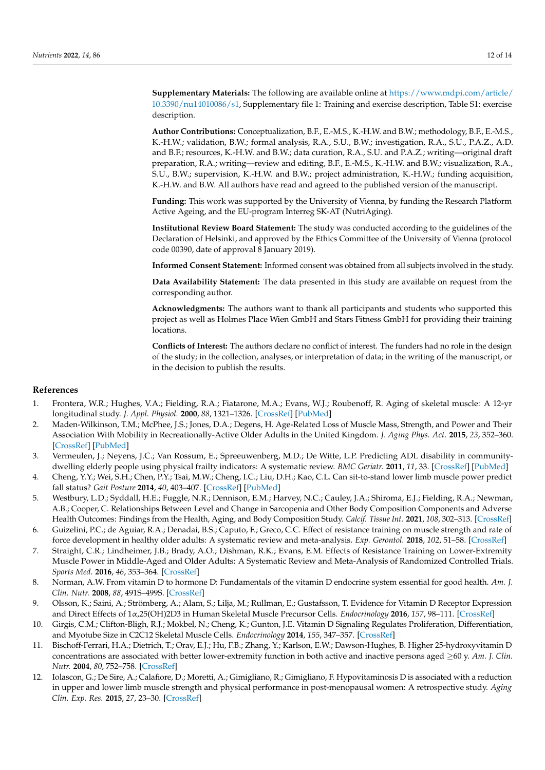**Supplementary Materials:** The following are available online at https://www.mdpi.com/article/10.3390/nu14010086/s1, Supplementary file 1: Training and exercise description, Table S1: exercise description.

**Author Contributions:** Conceptualization, B.F., E.-M.S., K.-H.W. and B.W.; methodology, B.F., E.-M.S., K.-H.W.; validation, B.W.; formal analysis, R.A., S.U., B.W.; investigation, R.A., S.U., P.A.Z., A.D. and B.F.; resources, K.-H.W. and B.W.; data curation, R.A., S.U. and P.A.Z.; writing—original draft preparation, R.A.; writing—review and editing, B.F., E.-M.S., K.-H.W. and B.W.; visualization, R.A., S.U., B.W.; supervision, K.-H.W. and B.W.; project administration, K.-H.W.; funding acquisition, K.-H.W. and B.W. All authors have read and agreed to the published version of the manuscript.

**Funding:** This work was supported by the University of Vienna, by funding the Research Platform Active Ageing, and the EU-program Interreg SK-AT (NutriAging).

**Institutional Review Board Statement:** The study was conducted according to the guidelines of the Declaration of Helsinki, and approved by the Ethics Committee of the University of Vienna (protocol code 00390, date of approval 8 January 2019).

**Informed Consent Statement:** Informed consent was obtained from all subjects involved in the study.

**Data Availability Statement:** The data presented in this study are available on request from the corresponding author.

**Acknowledgments:** The authors want to thank all participants and students who supported this project as well as Holmes Place Wien GmbH and Stars Fitness GmbH for providing their training locations.

**Conflicts of Interest:** The authors declare no conflict of interest. The funders had no role in the design of the study; in the collection, analyses, or interpretation of data; in the writing of the manuscript, or in the decision to publish the results.

## References

1. Frontera, W.R.; Hughes, V.A.; Fielding, R.A.; Fiatarone, M.A.; Evans, W.J.; Roubenoff, R. Aging of skeletal muscle: A 12-yr longitudinal study. *J. Appl. Physiol.* **2000**, *88*, 1321–1326. [CrossRef] [PubMed]
2. Maden-Wilkinson, T.M.; McPhee, J.S.; Jones, D.A.; Degens, H. Age-Related Loss of Muscle Mass, Strength, and Power and Their Association With Mobility in Recreationally-Active Older Adults in the United Kingdom. *J. Aging Phys. Act.* **2015**, *23*, 352–360. [CrossRef] [PubMed]
3. Vermeulen, J.; Neyens, J.C.; Van Rossum, E.; Spreeuwenberg, M.D.; De Witte, L.P. Predicting ADL disability in community-dwelling elderly people using physical frailty indicators: A systematic review. *BMC Geriatr.* **2011**, *11*, 33. [CrossRef] [PubMed]
4. Cheng, Y.Y.; Wei, S.H.; Chen, P.Y.; Tsai, M.W.; Cheng, I.C.; Liu, D.H.; Kao, C.L. Can sit-to-stand lower limb muscle power predict fall status? *Gait Posture* **2014**, *40*, 403–407. [CrossRef] [PubMed]
5. Westbury, L.D.; Syddall, H.E.; Fuggle, N.R.; Dennison, E.M.; Harvey, N.C.; Cauley, J.A.; Shiroma, E.J.; Fielding, R.A.; Newman, A.B.; Cooper, C. Relationships Between Level and Change in Sarcopenia and Other Body Composition Components and Adverse Health Outcomes: Findings from the Health, Aging, and Body Composition Study. *Calcif. Tissue Int.* **2021**, *108*, 302–313. [CrossRef]
6. Guizelini, P.C.; de Aguiar, R.A.; Denadai, B.S.; Caputo, F.; Greco, C.C. Effect of resistance training on muscle strength and rate of force development in healthy older adults: A systematic review and meta-analysis. *Exp. Gerontol.* **2018**, *102*, 51–58. [CrossRef]
7. Straight, C.R.; Lindheimer, J.B.; Brady, A.O.; Dishman, R.K.; Evans, E.M. Effects of Resistance Training on Lower-Extremity Muscle Power in Middle-Aged and Older Adults: A Systematic Review and Meta-Analysis of Randomized Controlled Trials. *Sports Med.* **2016**, *46*, 353–364. [CrossRef]
8. Norman, A.W. From vitamin D to hormone D: Fundamentals of the vitamin D endocrine system essential for good health. *Am. J. Clin. Nutr.* **2008**, *88*, 491S–499S. [CrossRef]
9. Olsson, K.; Saini, A.; Strömberg, A.; Alam, S.; Lilja, M.; Rullman, E.; Gustafsson, T. Evidence for Vitamin D Receptor Expression and Direct Effects of 1α,25(OH)2D3 in Human Skeletal Muscle Precursor Cells. *Endocrinology* **2016**, *157*, 98–111. [CrossRef]
10. Girgis, C.M.; Clifton-Bligh, R.J.; Mokbel, N.; Cheng, K.; Gunton, J.E. Vitamin D Signaling Regulates Proliferation, Differentiation, and Myotube Size in C2C12 Skeletal Muscle Cells. *Endocrinology* **2014**, *155*, 347–357. [CrossRef]
11. Bischoff-Ferrari, H.A.; Dietrich, T.; Orav, E.J.; Hu, F.B.; Zhang, Y.; Karlson, E.W.; Dawson-Hughes, B. Higher 25-hydroxyvitamin D concentrations are associated with better lower-extremity function in both active and inactive persons aged ≥60 y. *Am. J. Clin. Nutr.* **2004**, *80*, 752–758. [CrossRef]
12. Iolascon, G.; De Sire, A.; Calafiore, D.; Moretti, A.; Gimigliano, R.; Gimigliano, F. Hypovitaminosis D is associated with a reduction in upper and lower limb muscle strength and physical performance in post-menopausal women: A retrospective study. *Aging Clin. Exp. Res.* **2015**, *27*, 23–30. [CrossRef]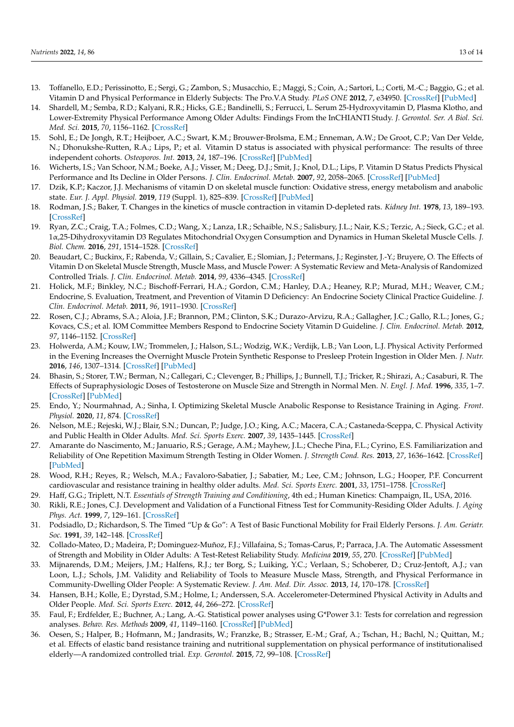13. Toffanello, E.D.; Perissinotto, E.; Sergi, G.; Zambon, S.; Musacchio, E.; Maggi, S.; Coin, A.; Sartori, L.; Corti, M.-C.; Baggio, G.; et al. Vitamin D and Physical Performance in Elderly Subjects: The Pro.V.A Study. *PLoS ONE* **2012**, *7*, e34950. [CrossRef] [PubMed]
14. Shardell, M.; Semba, R.D.; Kalyani, R.R.; Hicks, G.E.; Bandinelli, S.; Ferrucci, L. Serum 25-Hydroxyvitamin D, Plasma Klotho, and Lower-Extremity Physical Performance Among Older Adults: Findings From the InCHIANTI Study. *J. Gerontol. Ser. A Biol. Sci. Med. Sci.* **2015**, *70*, 1156–1162. [CrossRef]
15. Sohl, E.; De Jongh, R.T.; Heijboer, A.C.; Swart, K.M.; Brouwer-Brolsma, E.M.; Enneman, A.W.; De Groot, C.P.; Van Der Velde, N.; Dhonukshe-Rutten, R.A.; Lips, P.; et al. Vitamin D status is associated with physical performance: The results of three independent cohorts. *Osteoporos. Int.* **2013**, *24*, 187–196. [CrossRef] [PubMed]
16. Wicherts, I.S.; Van Schoor, N.M.; Boeke, A.J.; Visser, M.; Deeg, D.J.; Smit, J.; Knol, D.L.; Lips, P. Vitamin D Status Predicts Physical Performance and Its Decline in Older Persons. *J. Clin. Endocrinol. Metab.* **2007**, *92*, 2058–2065. [CrossRef] [PubMed]
17. Dzik, K.P.; Kaczor, J.J. Mechanisms of vitamin D on skeletal muscle function: Oxidative stress, energy metabolism and anabolic state. *Eur. J. Appl. Physiol.* **2019**, *119* (Suppl. 1), 825–839. [CrossRef] [PubMed]
18. Rodman, J.S.; Baker, T. Changes in the kinetics of muscle contraction in vitamin D-depleted rats. *Kidney Int.* **1978**, *13*, 189–193. [CrossRef]
19. Ryan, Z.C.; Craig, T.A.; Folmes, C.D.; Wang, X.; Lanza, I.R.; Schaible, N.S.; Salisbury, J.L.; Nair, K.S.; Terzic, A.; Sieck, G.C.; et al. 1α,25-Dihydroxyvitamin D3 Regulates Mitochondrial Oxygen Consumption and Dynamics in Human Skeletal Muscle Cells. *J. Biol. Chem.* **2016**, *291*, 1514–1528. [CrossRef]
20. Beaudart, C.; Buckinx, F.; Rabenda, V.; Gillain, S.; Cavalier, E.; Slomian, J.; Petermans, J.; Reginster, J.-Y.; Bruyere, O. The Effects of Vitamin D on Skeletal Muscle Strength, Muscle Mass, and Muscle Power: A Systematic Review and Meta-Analysis of Randomized Controlled Trials. *J. Clin. Endocrinol. Metab.* **2014**, *99*, 4336–4345. [CrossRef]
21. Holick, M.F.; Binkley, N.C.; Bischoff-Ferrari, H.A.; Gordon, C.M.; Hanley, D.A.; Heaney, R.P.; Murad, M.H.; Weaver, C.M.; Endocrine, S. Evaluation, Treatment, and Prevention of Vitamin D Deficiency: An Endocrine Society Clinical Practice Guideline. *J. Clin. Endocrinol. Metab.* **2011**, *96*, 1911–1930. [CrossRef]
22. Rosen, C.J.; Abrams, S.A.; Aloia, J.F.; Brannon, P.M.; Clinton, S.K.; Durazo-Arvizu, R.A.; Gallagher, J.C.; Gallo, R.L.; Jones, G.; Kovacs, C.S.; et al. IOM Committee Members Respond to Endocrine Society Vitamin D Guideline. *J. Clin. Endocrinol. Metab.* **2012**, *97*, 1146–1152. [CrossRef]
23. Holwerda, A.M.; Kouw, I.W.; Trommelen, J.; Halson, S.L.; Wodzig, W.K.; Verdijk, L.B.; Van Loon, L.J. Physical Activity Performed in the Evening Increases the Overnight Muscle Protein Synthetic Response to Presleep Protein Ingestion in Older Men. *J. Nutr.* **2016**, *146*, 1307–1314. [CrossRef] [PubMed]
24. Bhasin, S.; Storer, T.W.; Berman, N.; Callegari, C.; Clevenger, B.; Phillips, J.; Bunnell, T.J.; Tricker, R.; Shirazi, A.; Casaburi, R. The Effects of Supraphysiologic Doses of Testosterone on Muscle Size and Strength in Normal Men. *N. Engl. J. Med.* **1996**, *335*, 1–7. [CrossRef] [PubMed]
25. Endo, Y.; Nourmahnad, A.; Sinha, I. Optimizing Skeletal Muscle Anabolic Response to Resistance Training in Aging. *Front. Physiol.* **2020**, *11*, 874. [CrossRef]
26. Nelson, M.E.; Rejeski, W.J.; Blair, S.N.; Duncan, P.; Judge, J.O.; King, A.C.; Macera, C.A.; Castaneda-Sceppa, C. Physical Activity and Public Health in Older Adults. *Med. Sci. Sports Exerc.* **2007**, *39*, 1435–1445. [CrossRef]
27. Amarante do Nascimento, M.; Januario, R.S.; Gerage, A.M.; Mayhew, J.L.; Cheche Pina, F.L.; Cyrino, E.S. Familiarization and Reliability of One Repetition Maximum Strength Testing in Older Women. *J. Strength Cond. Res.* **2013**, *27*, 1636–1642. [CrossRef] [PubMed]
28. Wood, R.H.; Reyes, R.; Welsch, M.A.; Favaloro-Sabatier, J.; Sabatier, M.; Lee, C.M.; Johnson, L.G.; Hooper, P.F. Concurrent cardiovascular and resistance training in healthy older adults. *Med. Sci. Sports Exerc.* **2001**, *33*, 1751–1758. [CrossRef]
29. Haff, G.G.; Triplett, N.T. *Essentials of Strength Training and Conditioning*, 4th ed.; Human Kinetics: Champaign, IL, USA, 2016.
30. Rikli, R.E.; Jones, C.J. Development and Validation of a Functional Fitness Test for Community-Residing Older Adults. *J. Aging Phys. Act.* **1999**, *7*, 129–161. [CrossRef]
31. Podsiadlo, D.; Richardson, S. The Timed "Up & Go": A Test of Basic Functional Mobility for Frail Elderly Persons. *J. Am. Geriatr. Soc.* **1991**, *39*, 142–148. [CrossRef]
32. Collado-Mateo, D.; Madeira, P.; Dominguez-Muñoz, F.J.; Villafaina, S.; Tomas-Carus, P.; Parraca, J.A. The Automatic Assessment of Strength and Mobility in Older Adults: A Test-Retest Reliability Study. *Medicina* **2019**, *55*, 270. [CrossRef] [PubMed]
33. Mijnarends, D.M.; Meijers, J.M.; Halfens, R.J.; ter Borg, S.; Luiking, Y.C.; Verlaan, S.; Schoberer, D.; Cruz-Jentoft, A.J.; van Loon, L.J.; Schols, J.M. Validity and Reliability of Tools to Measure Muscle Mass, Strength, and Physical Performance in Community-Dwelling Older People: A Systematic Review. *J. Am. Med. Dir. Assoc.* **2013**, *14*, 170–178. [CrossRef]
34. Hansen, B.H.; Kolle, E.; Dyrstad, S.M.; Holme, I.; Anderssen, S.A. Accelerometer-Determined Physical Activity in Adults and Older People. *Med. Sci. Sports Exerc.* **2012**, *44*, 266–272. [CrossRef]
35. Faul, F.; Erdfelder, E.; Buchner, A.; Lang, A.-G. Statistical power analyses using G*Power 3.1: Tests for correlation and regression analyses. *Behav. Res. Methods* **2009**, *41*, 1149–1160. [CrossRef] [PubMed]
36. Oesen, S.; Halper, B.; Hofmann, M.; Jandrasits, W.; Franzke, B.; Strasser, E.-M.; Graf, A.; Tschan, H.; Bachl, N.; Quittan, M.; et al. Effects of elastic band resistance training and nutritional supplementation on physical performance of institutionalised elderly—A randomized controlled trial. *Exp. Gerontol.* **2015**, *72*, 99–108. [CrossRef]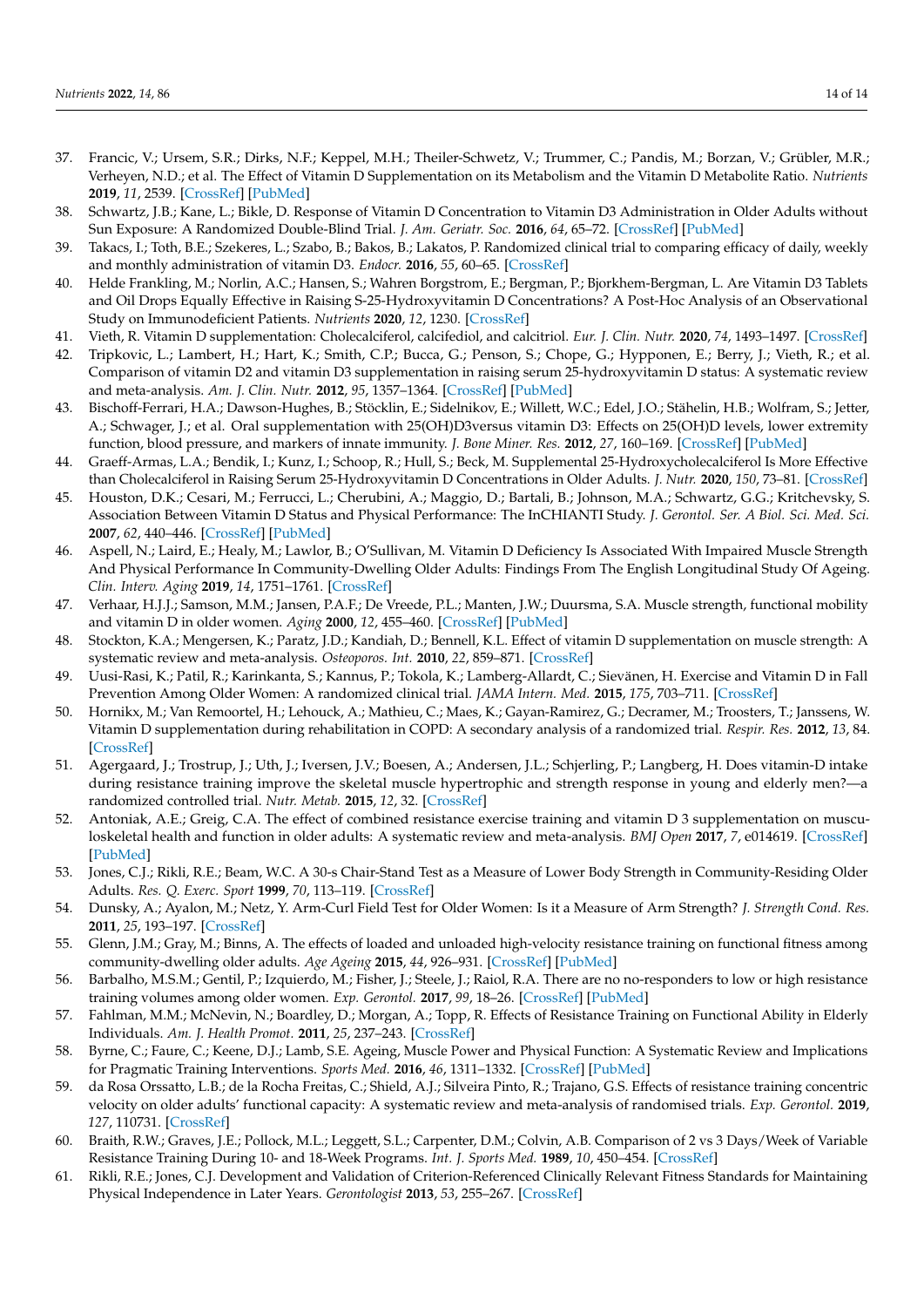37. Francic, V.; Ursem, S.R.; Dirks, N.F.; Keppel, M.H.; Theiler-Schwetz, V.; Trummer, C.; Pandis, M.; Borzan, V.; Grübler, M.R.; Verheyen, N.D.; et al. The Effect of Vitamin D Supplementation on its Metabolism and the Vitamin D Metabolite Ratio. *Nutrients* **2019**, *11*, 2539. [CrossRef] [PubMed]
38. Schwartz, J.B.; Kane, L.; Bikle, D. Response of Vitamin D Concentration to Vitamin D3 Administration in Older Adults without Sun Exposure: A Randomized Double-Blind Trial. *J. Am. Geriatr. Soc.* **2016**, *64*, 65–72. [CrossRef] [PubMed]
39. Takacs, I.; Toth, B.E.; Szekeres, L.; Szabo, B.; Bakos, B.; Lakatos, P. Randomized clinical trial to comparing efficacy of daily, weekly and monthly administration of vitamin D3. *Endocr.* **2016**, *55*, 60–65. [CrossRef]
40. Helde Frankling, M.; Norlin, A.C.; Hansen, S.; Wahren Borgstrom, E.; Bergman, P.; Bjorkhem-Bergman, L. Are Vitamin D3 Tablets and Oil Drops Equally Effective in Raising S-25-Hydroxyvitamin D Concentrations? A Post-Hoc Analysis of an Observational Study on Immunodeficient Patients. *Nutrients* **2020**, *12*, 1230. [CrossRef]
41. Vieth, R. Vitamin D supplementation: Cholecalciferol, calcifediol, and calcitriol. *Eur. J. Clin. Nutr.* **2020**, *74*, 1493–1497. [CrossRef]
42. Tripkovic, L.; Lambert, H.; Hart, K.; Smith, C.P.; Bucca, G.; Penson, S.; Chope, G.; Hypponen, E.; Berry, J.; Vieth, R.; et al. Comparison of vitamin D2 and vitamin D3 supplementation in raising serum 25-hydroxyvitamin D status: A systematic review and meta-analysis. *Am. J. Clin. Nutr.* **2012**, *95*, 1357–1364. [CrossRef] [PubMed]
43. Bischoff-Ferrari, H.A.; Dawson-Hughes, B.; Stöcklin, E.; Sidelnikov, E.; Willett, W.C.; Edel, J.O.; Stähelin, H.B.; Wolfram, S.; Jetter, A.; Schwager, J.; et al. Oral supplementation with 25(OH)D3versus vitamin D3: Effects on 25(OH)D levels, lower extremity function, blood pressure, and markers of innate immunity. *J. Bone Miner. Res.* **2012**, *27*, 160–169. [CrossRef] [PubMed]
44. Graeff-Armas, L.A.; Bendik, I.; Kunz, I.; Schoop, R.; Hull, S.; Beck, M. Supplemental 25-Hydroxycholecalciferol Is More Effective than Cholecalciferol in Raising Serum 25-Hydroxyvitamin D Concentrations in Older Adults. *J. Nutr.* **2020**, *150*, 73–81. [CrossRef]
45. Houston, D.K.; Cesari, M.; Ferrucci, L.; Cherubini, A.; Maggio, D.; Bartali, B.; Johnson, M.A.; Schwartz, G.G.; Kritchevsky, S. Association Between Vitamin D Status and Physical Performance: The InCHIANTI Study. *J. Gerontol. Ser. A Biol. Sci. Med. Sci.* **2007**, *62*, 440–446. [CrossRef] [PubMed]
46. Aspell, N.; Laird, E.; Healy, M.; Lawlor, B.; O'Sullivan, M. Vitamin D Deficiency Is Associated With Impaired Muscle Strength And Physical Performance In Community-Dwelling Older Adults: Findings From The English Longitudinal Study Of Ageing. *Clin. Interv. Aging* **2019**, *14*, 1751–1761. [CrossRef]
47. Verhaar, H.J.J.; Samson, M.M.; Jansen, P.A.F.; De Vreede, P.L.; Manten, J.W.; Duursma, S.A. Muscle strength, functional mobility and vitamin D in older women. *Aging* **2000**, *12*, 455–460. [CrossRef] [PubMed]
48. Stockton, K.A.; Mengersen, K.; Paratz, J.D.; Kandiah, D.; Bennell, K.L. Effect of vitamin D supplementation on muscle strength: A systematic review and meta-analysis. *Osteoporos. Int.* **2010**, *22*, 859–871. [CrossRef]
49. Uusi-Rasi, K.; Patil, R.; Karinkanta, S.; Kannus, P.; Tokola, K.; Lamberg-Allardt, C.; Sievänen, H. Exercise and Vitamin D in Fall Prevention Among Older Women: A randomized clinical trial. *JAMA Intern. Med.* **2015**, *175*, 703–711. [CrossRef]
50. Hornikx, M.; Van Remoortel, H.; Lehouck, A.; Mathieu, C.; Maes, K.; Gayan-Ramirez, G.; Decramer, M.; Troosters, T.; Janssens, W. Vitamin D supplementation during rehabilitation in COPD: A secondary analysis of a randomized trial. *Respir. Res.* **2012**, *13*, 84. [CrossRef]
51. Agergaard, J.; Trostrup, J.; Uth, J.; Iversen, J.V.; Boesen, A.; Andersen, J.L.; Schjerling, P.; Langberg, H. Does vitamin-D intake during resistance training improve the skeletal muscle hypertrophic and strength response in young and elderly men?—a randomized controlled trial. *Nutr. Metab.* **2015**, *12*, 32. [CrossRef]
52. Antoniak, A.E.; Greig, C.A. The effect of combined resistance exercise training and vitamin D 3 supplementation on musculoskeletal health and function in older adults: A systematic review and meta-analysis. *BMJ Open* **2017**, *7*, e014619. [CrossRef] [PubMed]
53. Jones, C.J.; Rikli, R.E.; Beam, W.C. A 30-s Chair-Stand Test as a Measure of Lower Body Strength in Community-Residing Older Adults. *Res. Q. Exerc. Sport* **1999**, *70*, 113–119. [CrossRef]
54. Dunsky, A.; Ayalon, M.; Netz, Y. Arm-Curl Field Test for Older Women: Is it a Measure of Arm Strength? *J. Strength Cond. Res.* **2011**, *25*, 193–197. [CrossRef]
55. Glenn, J.M.; Gray, M.; Binns, A. The effects of loaded and unloaded high-velocity resistance training on functional fitness among community-dwelling older adults. *Age Ageing* **2015**, *44*, 926–931. [CrossRef] [PubMed]
56. Barbalho, M.S.M.; Gentil, P.; Izquierdo, M.; Fisher, J.; Steele, J.; Raiol, R.A. There are no no-responders to low or high resistance training volumes among older women. *Exp. Gerontol.* **2017**, *99*, 18–26. [CrossRef] [PubMed]
57. Fahlman, M.M.; McNevin, N.; Boardley, D.; Morgan, A.; Topp, R. Effects of Resistance Training on Functional Ability in Elderly Individuals. *Am. J. Health Promot.* **2011**, *25*, 237–243. [CrossRef]
58. Byrne, C.; Faure, C.; Keene, D.J.; Lamb, S.E. Ageing, Muscle Power and Physical Function: A Systematic Review and Implications for Pragmatic Training Interventions. *Sports Med.* **2016**, *46*, 1311–1332. [CrossRef] [PubMed]
59. da Rosa Orssatto, L.B.; de la Rocha Freitas, C.; Shield, A.J.; Silveira Pinto, R.; Trajano, G.S. Effects of resistance training concentric velocity on older adults' functional capacity: A systematic review and meta-analysis of randomised trials. *Exp. Gerontol.* **2019**, *127*, 110731. [CrossRef]
60. Braith, R.W.; Graves, J.E.; Pollock, M.L.; Leggett, S.L.; Carpenter, D.M.; Colvin, A.B. Comparison of 2 vs 3 Days/Week of Variable Resistance Training During 10- and 18-Week Programs. *Int. J. Sports Med.* **1989**, *10*, 450–454. [CrossRef]
61. Rikli, R.E.; Jones, C.J. Development and Validation of Criterion-Referenced Clinically Relevant Fitness Standards for Maintaining Physical Independence in Later Years. *Gerontologist* **2013**, *53*, 255–267. [CrossRef]